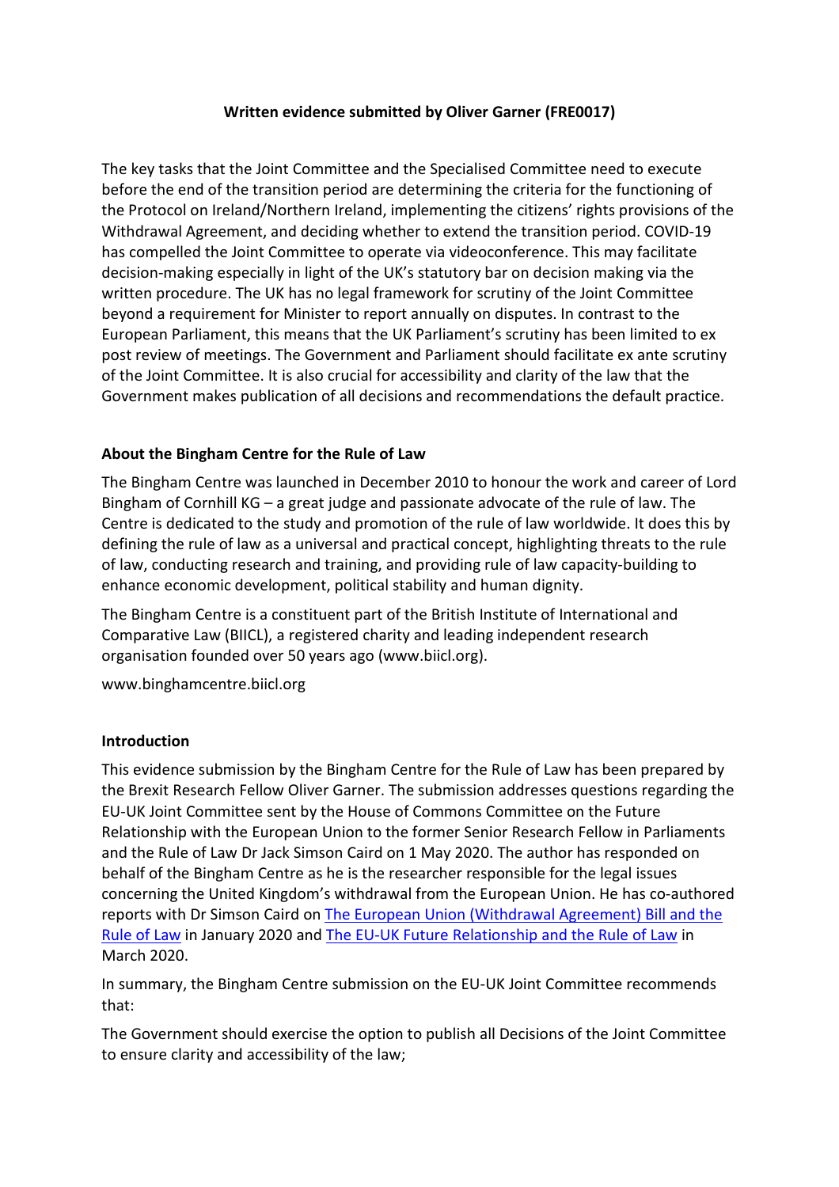**Written evidence submitted by Oliver Garner (FRE0017)**

The key tasks that the Joint Committee and the Specialised Committee need to execute before the end of the transition period are determining the criteria for the functioning of the Protocol on Ireland/Northern Ireland, implementing the citizens' rights provisions of the Withdrawal Agreement, and deciding whether to extend the transition period. COVID-19 has compelled the Joint Committee to operate via videoconference. This may facilitate decision-making especially in light of the UK's statutory bar on decision making via the written procedure. The UK has no legal framework for scrutiny of the Joint Committee beyond a requirement for Minister to report annually on disputes. In contrast to the European Parliament, this means that the UK Parliament's scrutiny has been limited to ex post review of meetings. The Government and Parliament should facilitate ex ante scrutiny of the Joint Committee. It is also crucial for accessibility and clarity of the law that the Government makes publication of all decisions and recommendations the default practice.

## About the Bingham Centre for the Rule of Law

The Bingham Centre was launched in December 2010 to honour the work and career of Lord Bingham of Cornhill KG – a great judge and passionate advocate of the rule of law. The Centre is dedicated to the study and promotion of the rule of law worldwide. It does this by defining the rule of law as a universal and practical concept, highlighting threats to the rule of law, conducting research and training, and providing rule of law capacity-building to enhance economic development, political stability and human dignity.

The Bingham Centre is a constituent part of the British Institute of International and Comparative Law (BIICL), a registered charity and leading independent research organisation founded over 50 years ago (www.biicl.org).

www.binghamcentre.biicl.org

## Introduction

This evidence submission by the Bingham Centre for the Rule of Law has been prepared by the Brexit Research Fellow Oliver Garner. The submission addresses questions regarding the EU-UK Joint Committee sent by the House of Commons Committee on the Future Relationship with the European Union to the former Senior Research Fellow in Parliaments and the Rule of Law Dr Jack Simson Caird on 1 May 2020. The author has responded on behalf of the Bingham Centre as he is the researcher responsible for the legal issues concerning the United Kingdom's withdrawal from the European Union. He has co-authored reports with Dr Simson Caird on The European Union (Withdrawal Agreement) Bill and the Rule of Law in January 2020 and The EU-UK Future Relationship and the Rule of Law in March 2020.

In summary, the Bingham Centre submission on the EU-UK Joint Committee recommends that:

The Government should exercise the option to publish all Decisions of the Joint Committee to ensure clarity and accessibility of the law;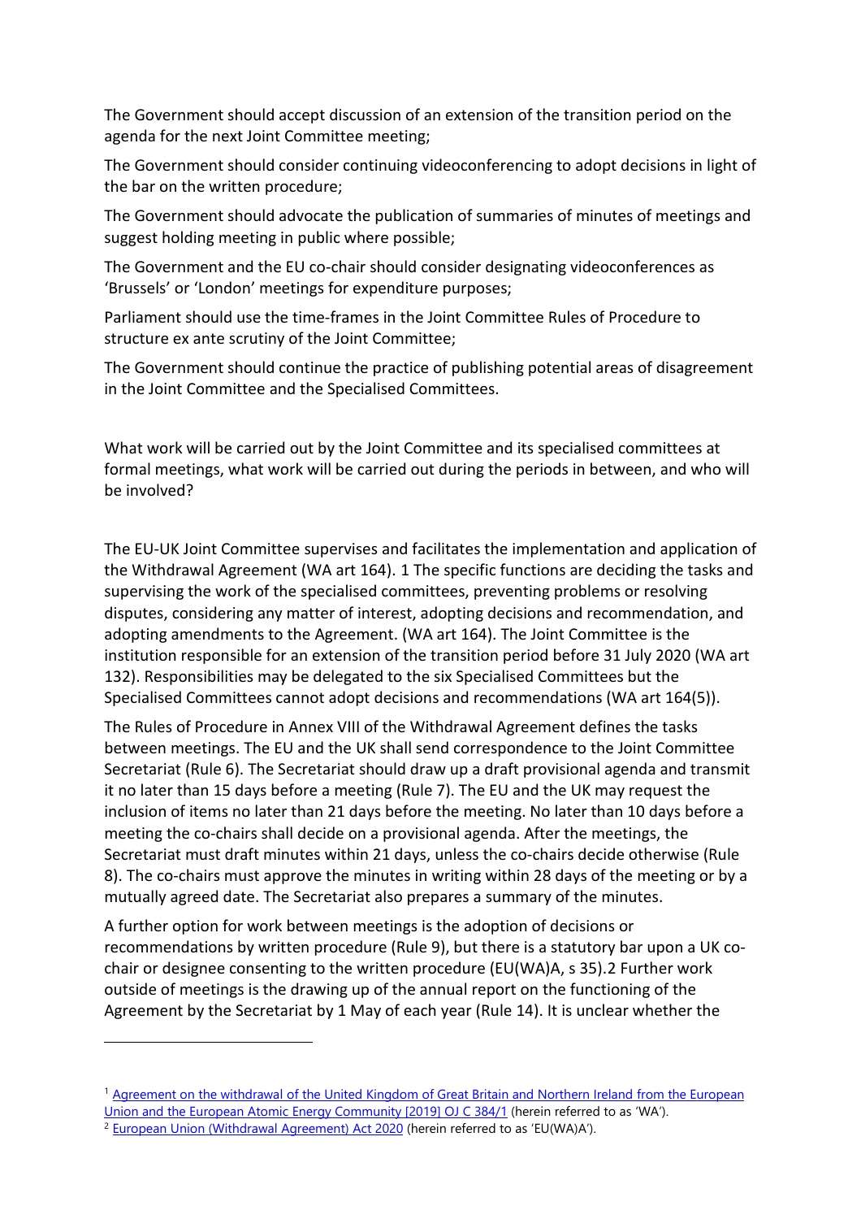The Government should accept discussion of an extension of the transition period on the agenda for the next Joint Committee meeting;

The Government should consider continuing videoconferencing to adopt decisions in light of the bar on the written procedure;

The Government should advocate the publication of summaries of minutes of meetings and suggest holding meeting in public where possible;

The Government and the EU co-chair should consider designating videoconferences as 'Brussels' or 'London' meetings for expenditure purposes;

Parliament should use the time-frames in the Joint Committee Rules of Procedure to structure ex ante scrutiny of the Joint Committee;

The Government should continue the practice of publishing potential areas of disagreement in the Joint Committee and the Specialised Committees.

What work will be carried out by the Joint Committee and its specialised committees at formal meetings, what work will be carried out during the periods in between, and who will be involved?

The EU-UK Joint Committee supervises and facilitates the implementation and application of the Withdrawal Agreement (WA art 164). [1] The specific functions are deciding the tasks and supervising the work of the specialised committees, preventing problems or resolving disputes, considering any matter of interest, adopting decisions and recommendation, and adopting amendments to the Agreement. (WA art 164). The Joint Committee is the institution responsible for an extension of the transition period before 31 July 2020 (WA art 132). Responsibilities may be delegated to the six Specialised Committees but the Specialised Committees cannot adopt decisions and recommendations (WA art 164(5)).

The Rules of Procedure in Annex VIII of the Withdrawal Agreement defines the tasks between meetings. The EU and the UK shall send correspondence to the Joint Committee Secretariat (Rule 6). The Secretariat should draw up a draft provisional agenda and transmit it no later than 15 days before a meeting (Rule 7). The EU and the UK may request the inclusion of items no later than 21 days before the meeting. No later than 10 days before a meeting the co-chairs shall decide on a provisional agenda. After the meetings, the Secretariat must draft minutes within 21 days, unless the co-chairs decide otherwise (Rule 8). The co-chairs must approve the minutes in writing within 28 days of the meeting or by a mutually agreed date. The Secretariat also prepares a summary of the minutes.

A further option for work between meetings is the adoption of decisions or recommendations by written procedure (Rule 9), but there is a statutory bar upon a UK co-chair or designee consenting to the written procedure (EU(WA)A, s 35). [2] Further work outside of meetings is the drawing up of the annual report on the functioning of the Agreement by the Secretariat by 1 May of each year (Rule 14). It is unclear whether the

---

[1] Agreement on the withdrawal of the United Kingdom of Great Britain and Northern Ireland from the European Union and the European Atomic Energy Community [2019] OJ C 384/1 (herein referred to as 'WA').

[2] European Union (Withdrawal Agreement) Act 2020 (herein referred to as 'EU(WA)A').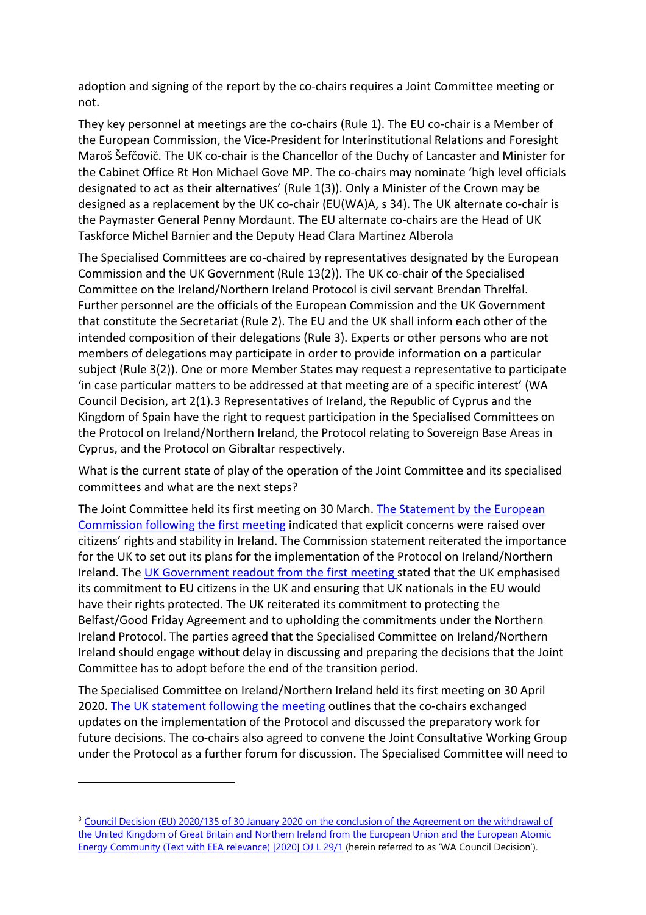adoption and signing of the report by the co-chairs requires a Joint Committee meeting or not.

They key personnel at meetings are the co-chairs (Rule 1). The EU co-chair is a Member of the European Commission, the Vice-President for Interinstitutional Relations and Foresight Maroš Šefčovič. The UK co-chair is the Chancellor of the Duchy of Lancaster and Minister for the Cabinet Office Rt Hon Michael Gove MP. The co-chairs may nominate 'high level officials designated to act as their alternatives' (Rule 1(3)). Only a Minister of the Crown may be designed as a replacement by the UK co-chair (EU(WA)A, s 34). The UK alternate co-chair is the Paymaster General Penny Mordaunt. The EU alternate co-chairs are the Head of UK Taskforce Michel Barnier and the Deputy Head Clara Martinez Alberola

The Specialised Committees are co-chaired by representatives designated by the European Commission and the UK Government (Rule 13(2)). The UK co-chair of the Specialised Committee on the Ireland/Northern Ireland Protocol is civil servant Brendan Threlfal. Further personnel are the officials of the European Commission and the UK Government that constitute the Secretariat (Rule 2). The EU and the UK shall inform each other of the intended composition of their delegations (Rule 3). Experts or other persons who are not members of delegations may participate in order to provide information on a particular subject (Rule 3(2)). One or more Member States may request a representative to participate 'in case particular matters to be addressed at that meeting are of a specific interest' (WA Council Decision, art 2(1).[3] Representatives of Ireland, the Republic of Cyprus and the Kingdom of Spain have the right to request participation in the Specialised Committees on the Protocol on Ireland/Northern Ireland, the Protocol relating to Sovereign Base Areas in Cyprus, and the Protocol on Gibraltar respectively.

What is the current state of play of the operation of the Joint Committee and its specialised committees and what are the next steps?

The Joint Committee held its first meeting on 30 March. [The Statement by the European Commission following the first meeting] indicated that explicit concerns were raised over citizens' rights and stability in Ireland. The Commission statement reiterated the importance for the UK to set out its plans for the implementation of the Protocol on Ireland/Northern Ireland. The [UK Government readout from the first meeting] stated that the UK emphasised its commitment to EU citizens in the UK and ensuring that UK nationals in the EU would have their rights protected. The UK reiterated its commitment to protecting the Belfast/Good Friday Agreement and to upholding the commitments under the Northern Ireland Protocol. The parties agreed that the Specialised Committee on Ireland/Northern Ireland should engage without delay in discussing and preparing the decisions that the Joint Committee has to adopt before the end of the transition period.

The Specialised Committee on Ireland/Northern Ireland held its first meeting on 30 April 2020. [The UK statement following the meeting] outlines that the co-chairs exchanged updates on the implementation of the Protocol and discussed the preparatory work for future decisions. The co-chairs also agreed to convene the Joint Consultative Working Group under the Protocol as a further forum for discussion. The Specialised Committee will need to

---

[3] Council Decision (EU) 2020/135 of 30 January 2020 on the conclusion of the Agreement on the withdrawal of the United Kingdom of Great Britain and Northern Ireland from the European Union and the European Atomic Energy Community (Text with EEA relevance) [2020] OJ L 29/1 (herein referred to as 'WA Council Decision').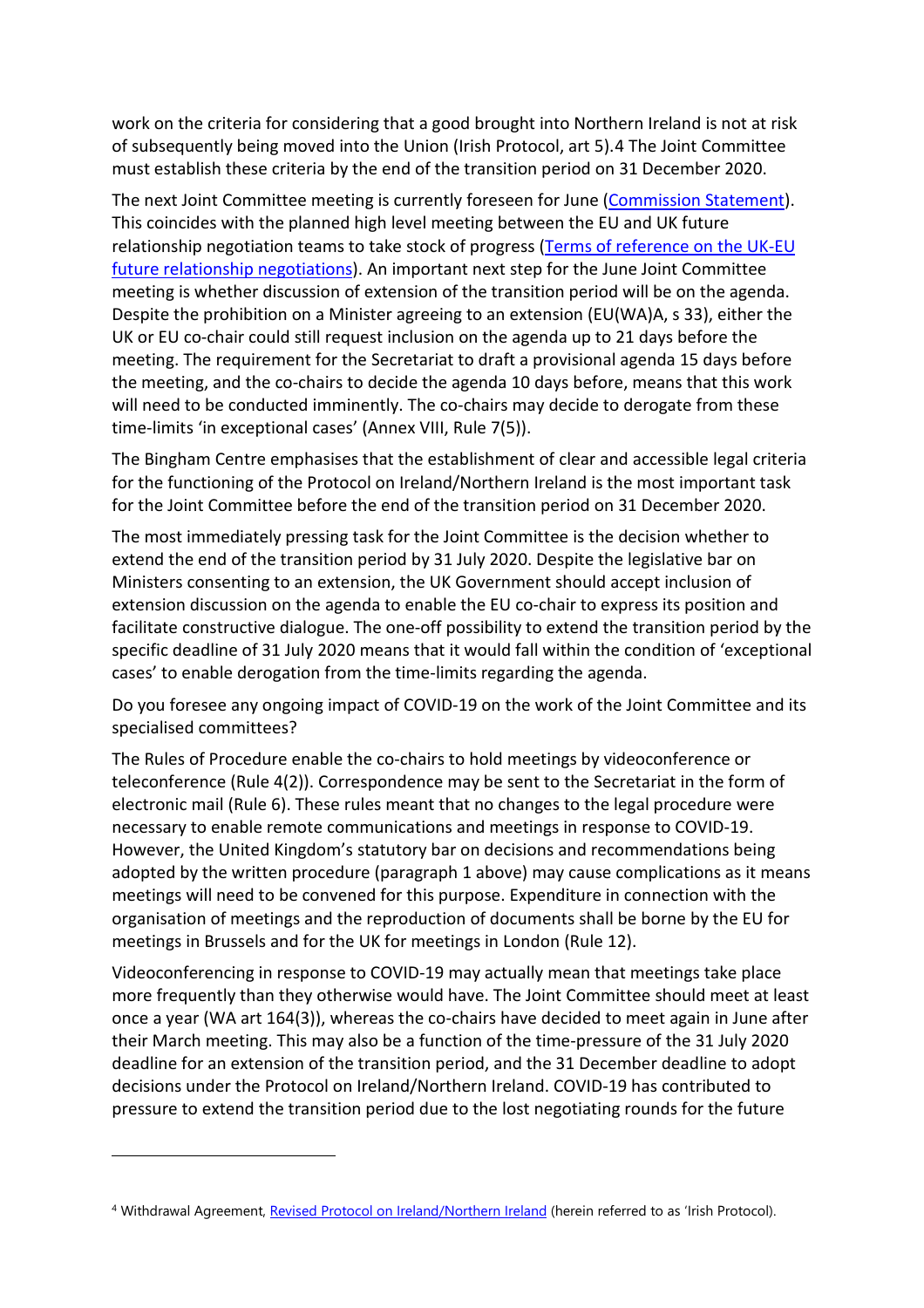work on the criteria for considering that a good brought into Northern Ireland is not at risk of subsequently being moved into the Union (Irish Protocol, art 5).[4] The Joint Committee must establish these criteria by the end of the transition period on 31 December 2020.

The next Joint Committee meeting is currently foreseen for June (Commission Statement). This coincides with the planned high level meeting between the EU and UK future relationship negotiation teams to take stock of progress (Terms of reference on the UK-EU future relationship negotiations). An important next step for the June Joint Committee meeting is whether discussion of extension of the transition period will be on the agenda. Despite the prohibition on a Minister agreeing to an extension (EU(WA)A, s 33), either the UK or EU co-chair could still request inclusion on the agenda up to 21 days before the meeting. The requirement for the Secretariat to draft a provisional agenda 15 days before the meeting, and the co-chairs to decide the agenda 10 days before, means that this work will need to be conducted imminently. The co-chairs may decide to derogate from these time-limits 'in exceptional cases' (Annex VIII, Rule 7(5)).

The Bingham Centre emphasises that the establishment of clear and accessible legal criteria for the functioning of the Protocol on Ireland/Northern Ireland is the most important task for the Joint Committee before the end of the transition period on 31 December 2020.

The most immediately pressing task for the Joint Committee is the decision whether to extend the end of the transition period by 31 July 2020. Despite the legislative bar on Ministers consenting to an extension, the UK Government should accept inclusion of extension discussion on the agenda to enable the EU co-chair to express its position and facilitate constructive dialogue. The one-off possibility to extend the transition period by the specific deadline of 31 July 2020 means that it would fall within the condition of 'exceptional cases' to enable derogation from the time-limits regarding the agenda.

Do you foresee any ongoing impact of COVID-19 on the work of the Joint Committee and its specialised committees?

The Rules of Procedure enable the co-chairs to hold meetings by videoconference or teleconference (Rule 4(2)). Correspondence may be sent to the Secretariat in the form of electronic mail (Rule 6). These rules meant that no changes to the legal procedure were necessary to enable remote communications and meetings in response to COVID-19. However, the United Kingdom's statutory bar on decisions and recommendations being adopted by the written procedure (paragraph 1 above) may cause complications as it means meetings will need to be convened for this purpose. Expenditure in connection with the organisation of meetings and the reproduction of documents shall be borne by the EU for meetings in Brussels and for the UK for meetings in London (Rule 12).

Videoconferencing in response to COVID-19 may actually mean that meetings take place more frequently than they otherwise would have. The Joint Committee should meet at least once a year (WA art 164(3)), whereas the co-chairs have decided to meet again in June after their March meeting. This may also be a function of the time-pressure of the 31 July 2020 deadline for an extension of the transition period, and the 31 December deadline to adopt decisions under the Protocol on Ireland/Northern Ireland. COVID-19 has contributed to pressure to extend the transition period due to the lost negotiating rounds for the future

---

[4] Withdrawal Agreement, Revised Protocol on Ireland/Northern Ireland (herein referred to as 'Irish Protocol).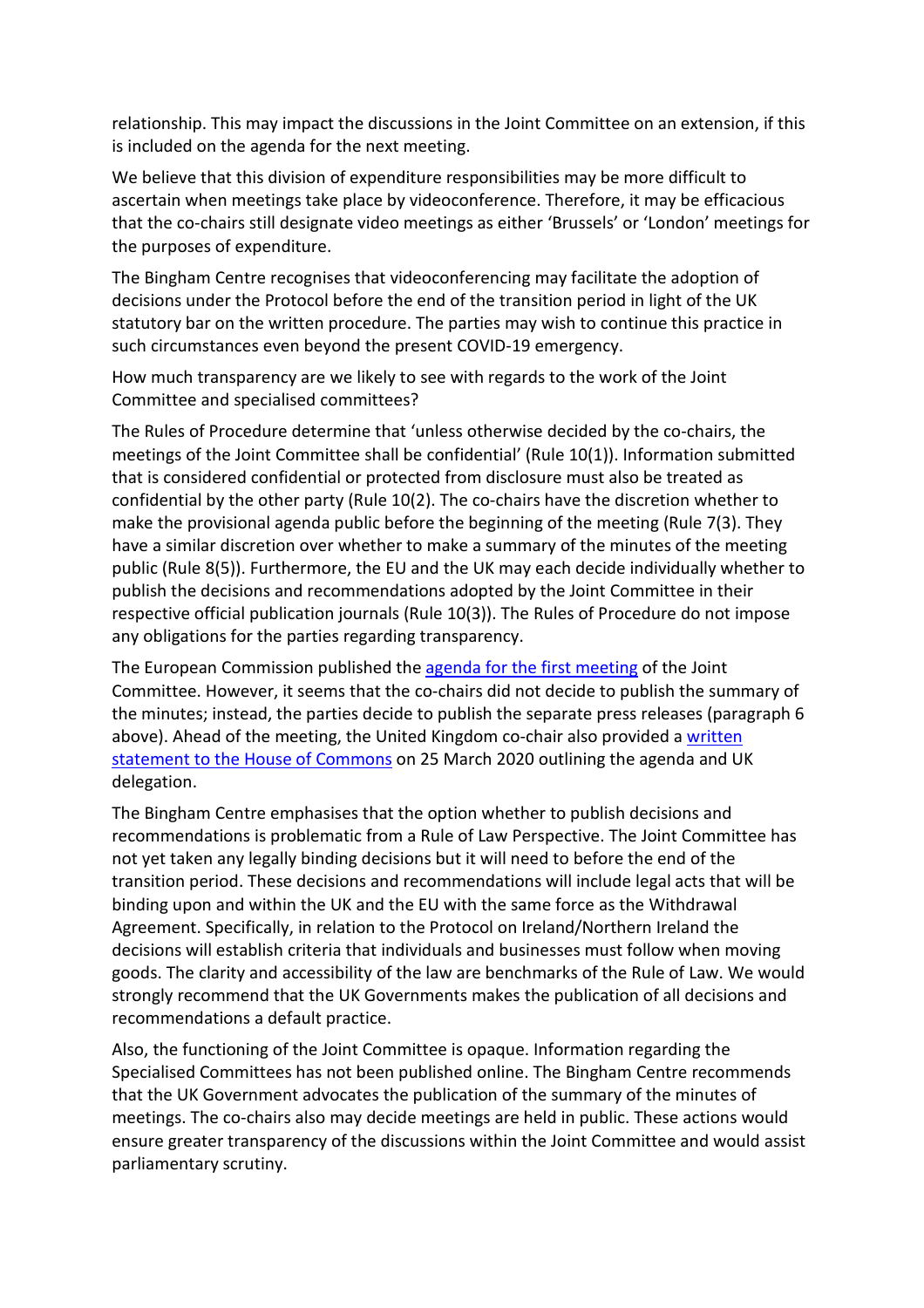relationship. This may impact the discussions in the Joint Committee on an extension, if this is included on the agenda for the next meeting.

We believe that this division of expenditure responsibilities may be more difficult to ascertain when meetings take place by videoconference. Therefore, it may be efficacious that the co-chairs still designate video meetings as either 'Brussels' or 'London' meetings for the purposes of expenditure.

The Bingham Centre recognises that videoconferencing may facilitate the adoption of decisions under the Protocol before the end of the transition period in light of the UK statutory bar on the written procedure. The parties may wish to continue this practice in such circumstances even beyond the present COVID-19 emergency.

How much transparency are we likely to see with regards to the work of the Joint Committee and specialised committees?

The Rules of Procedure determine that 'unless otherwise decided by the co-chairs, the meetings of the Joint Committee shall be confidential' (Rule 10(1)). Information submitted that is considered confidential or protected from disclosure must also be treated as confidential by the other party (Rule 10(2). The co-chairs have the discretion whether to make the provisional agenda public before the beginning of the meeting (Rule 7(3). They have a similar discretion over whether to make a summary of the minutes of the meeting public (Rule 8(5)). Furthermore, the EU and the UK may each decide individually whether to publish the decisions and recommendations adopted by the Joint Committee in their respective official publication journals (Rule 10(3)). The Rules of Procedure do not impose any obligations for the parties regarding transparency.

The European Commission published the [agenda for the first meeting] of the Joint Committee. However, it seems that the co-chairs did not decide to publish the summary of the minutes; instead, the parties decide to publish the separate press releases (paragraph 6 above). Ahead of the meeting, the United Kingdom co-chair also provided a [written statement to the House of Commons] on 25 March 2020 outlining the agenda and UK delegation.

The Bingham Centre emphasises that the option whether to publish decisions and recommendations is problematic from a Rule of Law Perspective. The Joint Committee has not yet taken any legally binding decisions but it will need to before the end of the transition period. These decisions and recommendations will include legal acts that will be binding upon and within the UK and the EU with the same force as the Withdrawal Agreement. Specifically, in relation to the Protocol on Ireland/Northern Ireland the decisions will establish criteria that individuals and businesses must follow when moving goods. The clarity and accessibility of the law are benchmarks of the Rule of Law. We would strongly recommend that the UK Governments makes the publication of all decisions and recommendations a default practice.

Also, the functioning of the Joint Committee is opaque. Information regarding the Specialised Committees has not been published online. The Bingham Centre recommends that the UK Government advocates the publication of the summary of the minutes of meetings. The co-chairs also may decide meetings are held in public. These actions would ensure greater transparency of the discussions within the Joint Committee and would assist parliamentary scrutiny.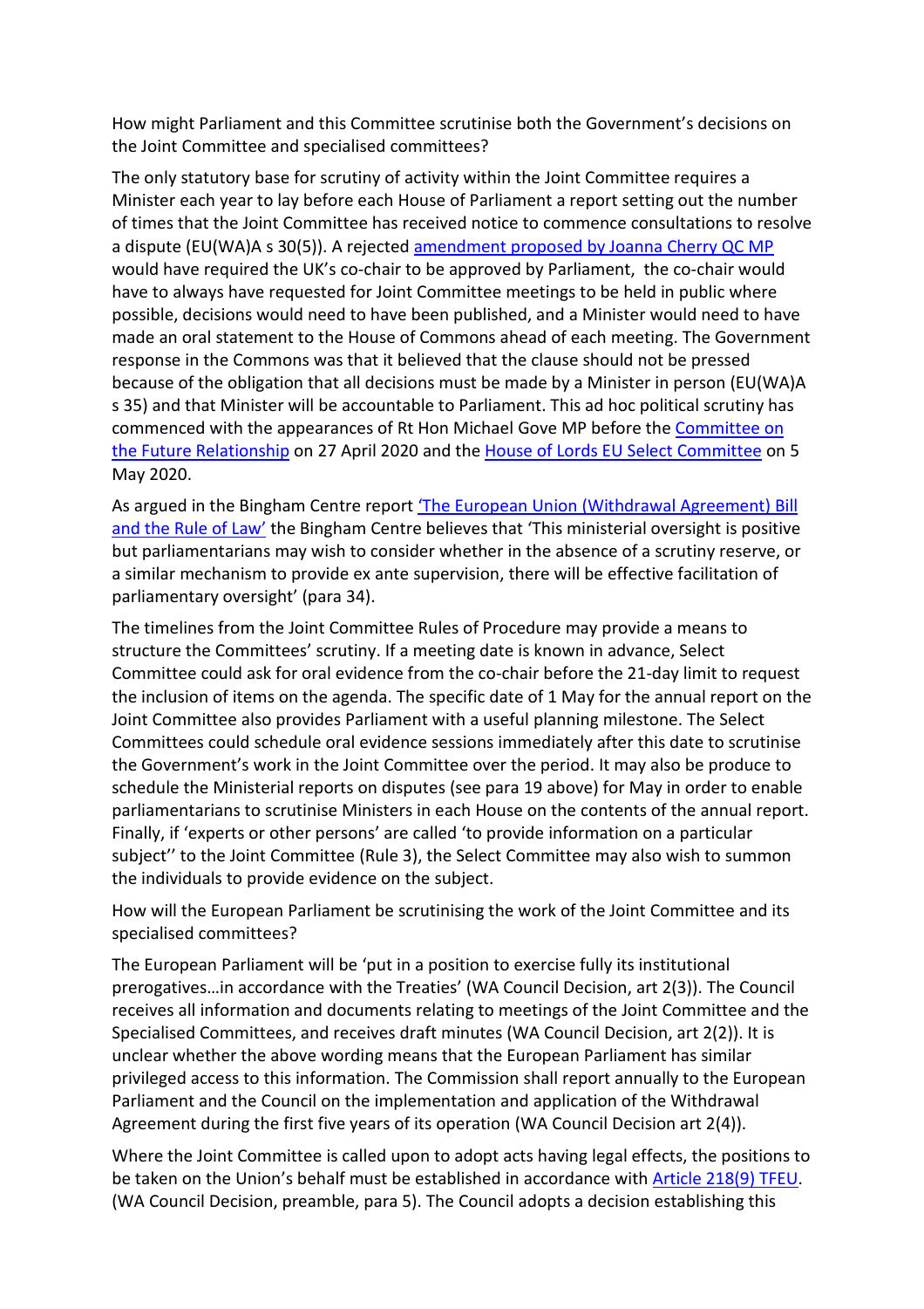How might Parliament and this Committee scrutinise both the Government's decisions on the Joint Committee and specialised committees?

The only statutory base for scrutiny of activity within the Joint Committee requires a Minister each year to lay before each House of Parliament a report setting out the number of times that the Joint Committee has received notice to commence consultations to resolve a dispute (EU(WA)A s 30(5)). A rejected amendment proposed by Joanna Cherry QC MP would have required the UK's co-chair to be approved by Parliament, the co-chair would have to always have requested for Joint Committee meetings to be held in public where possible, decisions would need to have been published, and a Minister would need to have made an oral statement to the House of Commons ahead of each meeting. The Government response in the Commons was that it believed that the clause should not be pressed because of the obligation that all decisions must be made by a Minister in person (EU(WA)A s 35) and that Minister will be accountable to Parliament. This ad hoc political scrutiny has commenced with the appearances of Rt Hon Michael Gove MP before the Committee on the Future Relationship on 27 April 2020 and the House of Lords EU Select Committee on 5 May 2020.

As argued in the Bingham Centre report 'The European Union (Withdrawal Agreement) Bill and the Rule of Law' the Bingham Centre believes that 'This ministerial oversight is positive but parliamentarians may wish to consider whether in the absence of a scrutiny reserve, or a similar mechanism to provide ex ante supervision, there will be effective facilitation of parliamentary oversight' (para 34).

The timelines from the Joint Committee Rules of Procedure may provide a means to structure the Committees' scrutiny. If a meeting date is known in advance, Select Committee could ask for oral evidence from the co-chair before the 21-day limit to request the inclusion of items on the agenda. The specific date of 1 May for the annual report on the Joint Committee also provides Parliament with a useful planning milestone. The Select Committees could schedule oral evidence sessions immediately after this date to scrutinise the Government's work in the Joint Committee over the period. It may also be produce to schedule the Ministerial reports on disputes (see para 19 above) for May in order to enable parliamentarians to scrutinise Ministers in each House on the contents of the annual report. Finally, if 'experts or other persons' are called 'to provide information on a particular subject'' to the Joint Committee (Rule 3), the Select Committee may also wish to summon the individuals to provide evidence on the subject.

How will the European Parliament be scrutinising the work of the Joint Committee and its specialised committees?

The European Parliament will be 'put in a position to exercise fully its institutional prerogatives…in accordance with the Treaties' (WA Council Decision, art 2(3)). The Council receives all information and documents relating to meetings of the Joint Committee and the Specialised Committees, and receives draft minutes (WA Council Decision, art 2(2)). It is unclear whether the above wording means that the European Parliament has similar privileged access to this information. The Commission shall report annually to the European Parliament and the Council on the implementation and application of the Withdrawal Agreement during the first five years of its operation (WA Council Decision art 2(4)).

Where the Joint Committee is called upon to adopt acts having legal effects, the positions to be taken on the Union's behalf must be established in accordance with Article 218(9) TFEU. (WA Council Decision, preamble, para 5). The Council adopts a decision establishing this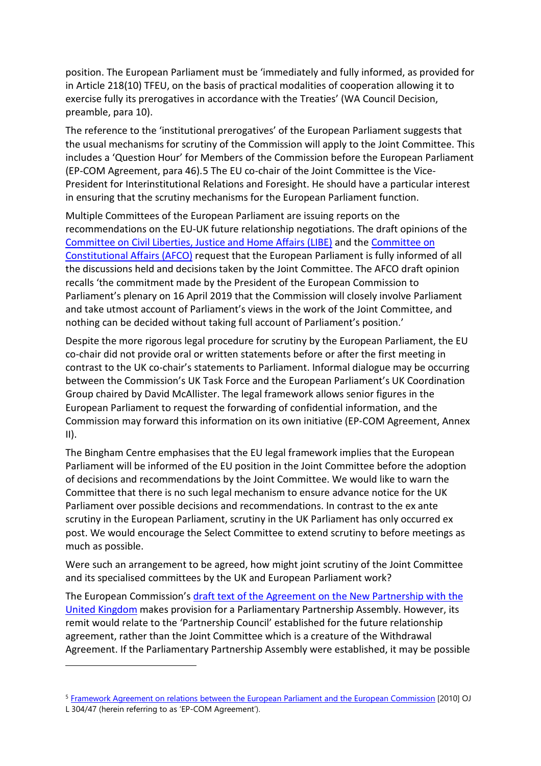position. The European Parliament must be 'immediately and fully informed, as provided for in Article 218(10) TFEU, on the basis of practical modalities of cooperation allowing it to exercise fully its prerogatives in accordance with the Treaties' (WA Council Decision, preamble, para 10).

The reference to the 'institutional prerogatives' of the European Parliament suggests that the usual mechanisms for scrutiny of the Commission will apply to the Joint Committee. This includes a 'Question Hour' for Members of the Commission before the European Parliament (EP-COM Agreement, para 46).[5] The EU co-chair of the Joint Committee is the Vice-President for Interinstitutional Relations and Foresight. He should have a particular interest in ensuring that the scrutiny mechanisms for the European Parliament function.

Multiple Committees of the European Parliament are issuing reports on the recommendations on the EU-UK future relationship negotiations. The draft opinions of the Committee on Civil Liberties, Justice and Home Affairs (LIBE) and the Committee on Constitutional Affairs (AFCO) request that the European Parliament is fully informed of all the discussions held and decisions taken by the Joint Committee. The AFCO draft opinion recalls 'the commitment made by the President of the European Commission to Parliament's plenary on 16 April 2019 that the Commission will closely involve Parliament and take utmost account of Parliament's views in the work of the Joint Committee, and nothing can be decided without taking full account of Parliament's position.'

Despite the more rigorous legal procedure for scrutiny by the European Parliament, the EU co-chair did not provide oral or written statements before or after the first meeting in contrast to the UK co-chair's statements to Parliament. Informal dialogue may be occurring between the Commission's UK Task Force and the European Parliament's UK Coordination Group chaired by David McAllister. The legal framework allows senior figures in the European Parliament to request the forwarding of confidential information, and the Commission may forward this information on its own initiative (EP-COM Agreement, Annex II).

The Bingham Centre emphasises that the EU legal framework implies that the European Parliament will be informed of the EU position in the Joint Committee before the adoption of decisions and recommendations by the Joint Committee. We would like to warn the Committee that there is no such legal mechanism to ensure advance notice for the UK Parliament over possible decisions and recommendations. In contrast to the ex ante scrutiny in the European Parliament, scrutiny in the UK Parliament has only occurred ex post. We would encourage the Select Committee to extend scrutiny to before meetings as much as possible.

Were such an arrangement to be agreed, how might joint scrutiny of the Joint Committee and its specialised committees by the UK and European Parliament work?

The European Commission's draft text of the Agreement on the New Partnership with the United Kingdom makes provision for a Parliamentary Partnership Assembly. However, its remit would relate to the 'Partnership Council' established for the future relationship agreement, rather than the Joint Committee which is a creature of the Withdrawal Agreement. If the Parliamentary Partnership Assembly were established, it may be possible

---

[5] Framework Agreement on relations between the European Parliament and the European Commission [2010] OJ L 304/47 (herein referring to as 'EP-COM Agreement').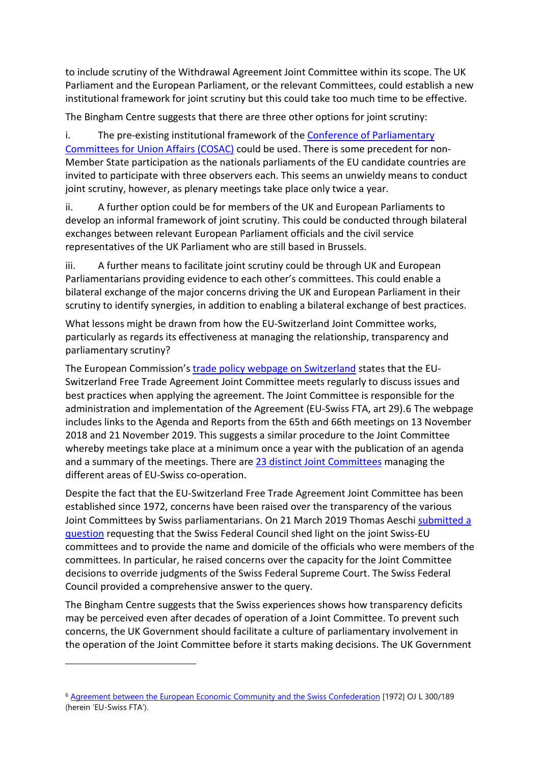to include scrutiny of the Withdrawal Agreement Joint Committee within its scope. The UK Parliament and the European Parliament, or the relevant Committees, could establish a new institutional framework for joint scrutiny but this could take too much time to be effective.

The Bingham Centre suggests that there are three other options for joint scrutiny:

i. The pre-existing institutional framework of the Conference of Parliamentary Committees for Union Affairs (COSAC) could be used. There is some precedent for non-Member State participation as the nationals parliaments of the EU candidate countries are invited to participate with three observers each. This seems an unwieldy means to conduct joint scrutiny, however, as plenary meetings take place only twice a year.

ii. A further option could be for members of the UK and European Parliaments to develop an informal framework of joint scrutiny. This could be conducted through bilateral exchanges between relevant European Parliament officials and the civil service representatives of the UK Parliament who are still based in Brussels.

iii. A further means to facilitate joint scrutiny could be through UK and European Parliamentarians providing evidence to each other's committees. This could enable a bilateral exchange of the major concerns driving the UK and European Parliament in their scrutiny to identify synergies, in addition to enabling a bilateral exchange of best practices.

What lessons might be drawn from how the EU-Switzerland Joint Committee works, particularly as regards its effectiveness at managing the relationship, transparency and parliamentary scrutiny?

The European Commission's trade policy webpage on Switzerland states that the EU-Switzerland Free Trade Agreement Joint Committee meets regularly to discuss issues and best practices when applying the agreement. The Joint Committee is responsible for the administration and implementation of the Agreement (EU-Swiss FTA, art 29).[6] The webpage includes links to the Agenda and Reports from the 65th and 66th meetings on 13 November 2018 and 21 November 2019. This suggests a similar procedure to the Joint Committee whereby meetings take place at a minimum once a year with the publication of an agenda and a summary of the meetings. There are 23 distinct Joint Committees managing the different areas of EU-Swiss co-operation.

Despite the fact that the EU-Switzerland Free Trade Agreement Joint Committee has been established since 1972, concerns have been raised over the transparency of the various Joint Committees by Swiss parliamentarians. On 21 March 2019 Thomas Aeschi submitted a question requesting that the Swiss Federal Council shed light on the joint Swiss-EU committees and to provide the name and domicile of the officials who were members of the committees. In particular, he raised concerns over the capacity for the Joint Committee decisions to override judgments of the Swiss Federal Supreme Court. The Swiss Federal Council provided a comprehensive answer to the query.

The Bingham Centre suggests that the Swiss experiences shows how transparency deficits may be perceived even after decades of operation of a Joint Committee. To prevent such concerns, the UK Government should facilitate a culture of parliamentary involvement in the operation of the Joint Committee before it starts making decisions. The UK Government

[6] Agreement between the European Economic Community and the Swiss Confederation [1972] OJ L 300/189 (herein 'EU-Swiss FTA').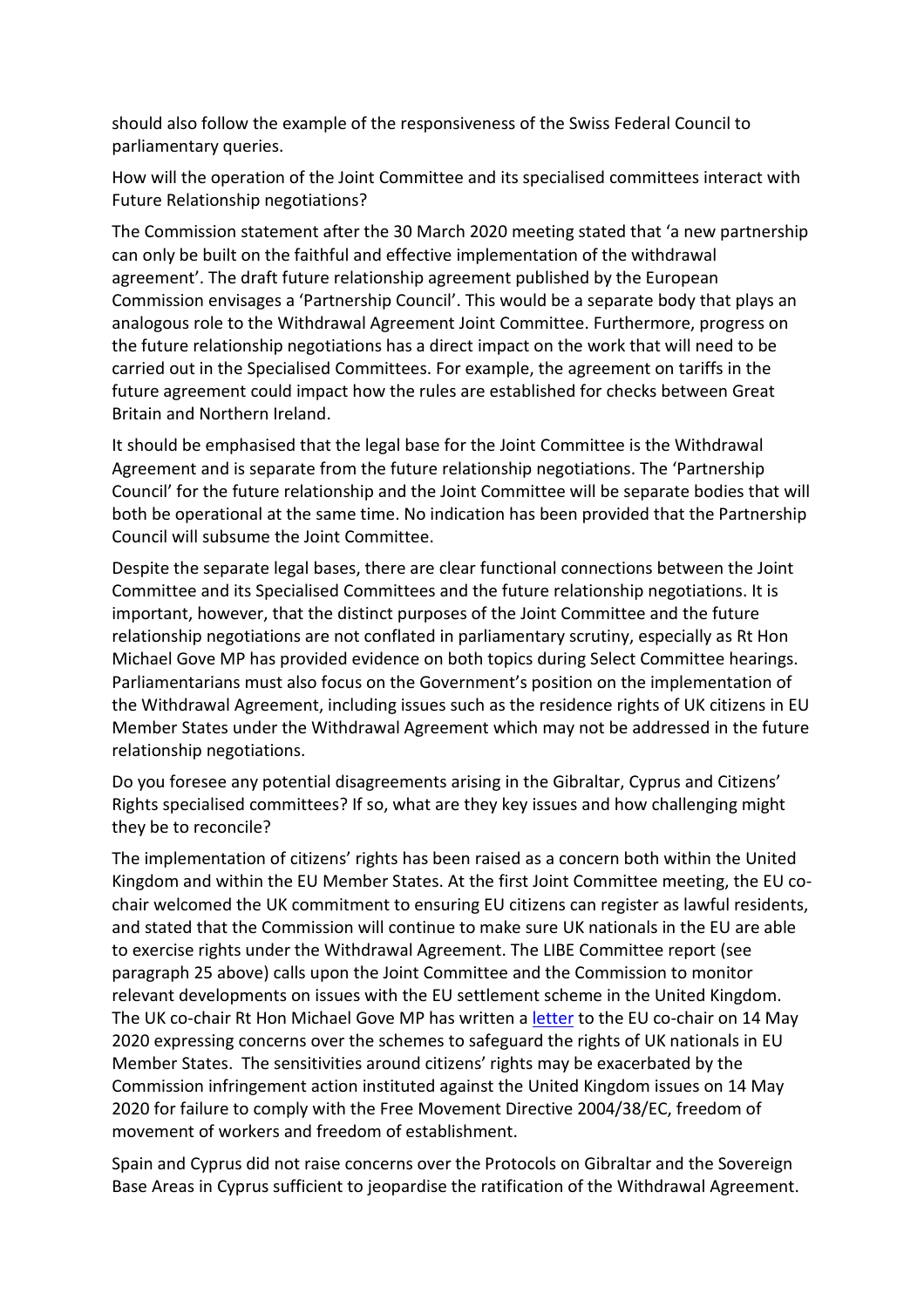should also follow the example of the responsiveness of the Swiss Federal Council to parliamentary queries.

How will the operation of the Joint Committee and its specialised committees interact with Future Relationship negotiations?

The Commission statement after the 30 March 2020 meeting stated that 'a new partnership can only be built on the faithful and effective implementation of the withdrawal agreement'. The draft future relationship agreement published by the European Commission envisages a 'Partnership Council'. This would be a separate body that plays an analogous role to the Withdrawal Agreement Joint Committee. Furthermore, progress on the future relationship negotiations has a direct impact on the work that will need to be carried out in the Specialised Committees. For example, the agreement on tariffs in the future agreement could impact how the rules are established for checks between Great Britain and Northern Ireland.

It should be emphasised that the legal base for the Joint Committee is the Withdrawal Agreement and is separate from the future relationship negotiations. The 'Partnership Council' for the future relationship and the Joint Committee will be separate bodies that will both be operational at the same time. No indication has been provided that the Partnership Council will subsume the Joint Committee.

Despite the separate legal bases, there are clear functional connections between the Joint Committee and its Specialised Committees and the future relationship negotiations. It is important, however, that the distinct purposes of the Joint Committee and the future relationship negotiations are not conflated in parliamentary scrutiny, especially as Rt Hon Michael Gove MP has provided evidence on both topics during Select Committee hearings. Parliamentarians must also focus on the Government's position on the implementation of the Withdrawal Agreement, including issues such as the residence rights of UK citizens in EU Member States under the Withdrawal Agreement which may not be addressed in the future relationship negotiations.

Do you foresee any potential disagreements arising in the Gibraltar, Cyprus and Citizens' Rights specialised committees? If so, what are they key issues and how challenging might they be to reconcile?

The implementation of citizens' rights has been raised as a concern both within the United Kingdom and within the EU Member States. At the first Joint Committee meeting, the EU co-chair welcomed the UK commitment to ensuring EU citizens can register as lawful residents, and stated that the Commission will continue to make sure UK nationals in the EU are able to exercise rights under the Withdrawal Agreement. The LIBE Committee report (see paragraph 25 above) calls upon the Joint Committee and the Commission to monitor relevant developments on issues with the EU settlement scheme in the United Kingdom. The UK co-chair Rt Hon Michael Gove MP has written a letter to the EU co-chair on 14 May 2020 expressing concerns over the schemes to safeguard the rights of UK nationals in EU Member States. The sensitivities around citizens' rights may be exacerbated by the Commission infringement action instituted against the United Kingdom issues on 14 May 2020 for failure to comply with the Free Movement Directive 2004/38/EC, freedom of movement of workers and freedom of establishment.

Spain and Cyprus did not raise concerns over the Protocols on Gibraltar and the Sovereign Base Areas in Cyprus sufficient to jeopardise the ratification of the Withdrawal Agreement.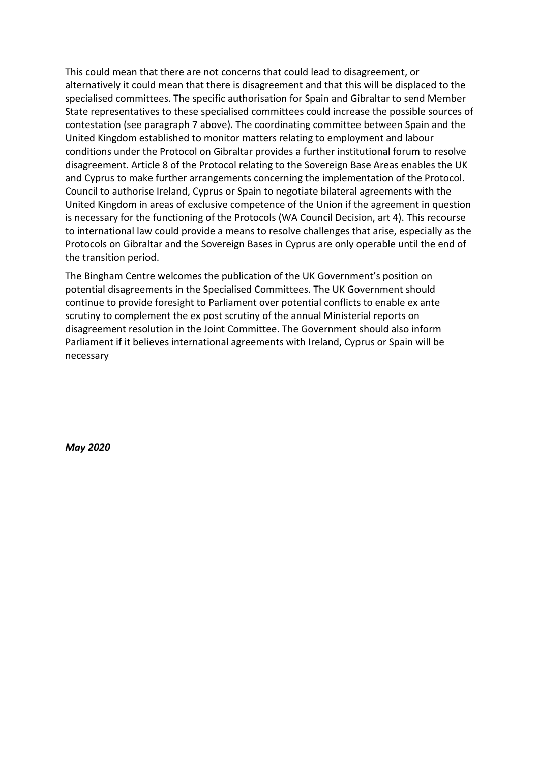This could mean that there are not concerns that could lead to disagreement, or alternatively it could mean that there is disagreement and that this will be displaced to the specialised committees. The specific authorisation for Spain and Gibraltar to send Member State representatives to these specialised committees could increase the possible sources of contestation (see paragraph 7 above). The coordinating committee between Spain and the United Kingdom established to monitor matters relating to employment and labour conditions under the Protocol on Gibraltar provides a further institutional forum to resolve disagreement. Article 8 of the Protocol relating to the Sovereign Base Areas enables the UK and Cyprus to make further arrangements concerning the implementation of the Protocol. Council to authorise Ireland, Cyprus or Spain to negotiate bilateral agreements with the United Kingdom in areas of exclusive competence of the Union if the agreement in question is necessary for the functioning of the Protocols (WA Council Decision, art 4). This recourse to international law could provide a means to resolve challenges that arise, especially as the Protocols on Gibraltar and the Sovereign Bases in Cyprus are only operable until the end of the transition period.

The Bingham Centre welcomes the publication of the UK Government's position on potential disagreements in the Specialised Committees. The UK Government should continue to provide foresight to Parliament over potential conflicts to enable ex ante scrutiny to complement the ex post scrutiny of the annual Ministerial reports on disagreement resolution in the Joint Committee. The Government should also inform Parliament if it believes international agreements with Ireland, Cyprus or Spain will be necessary

***May 2020***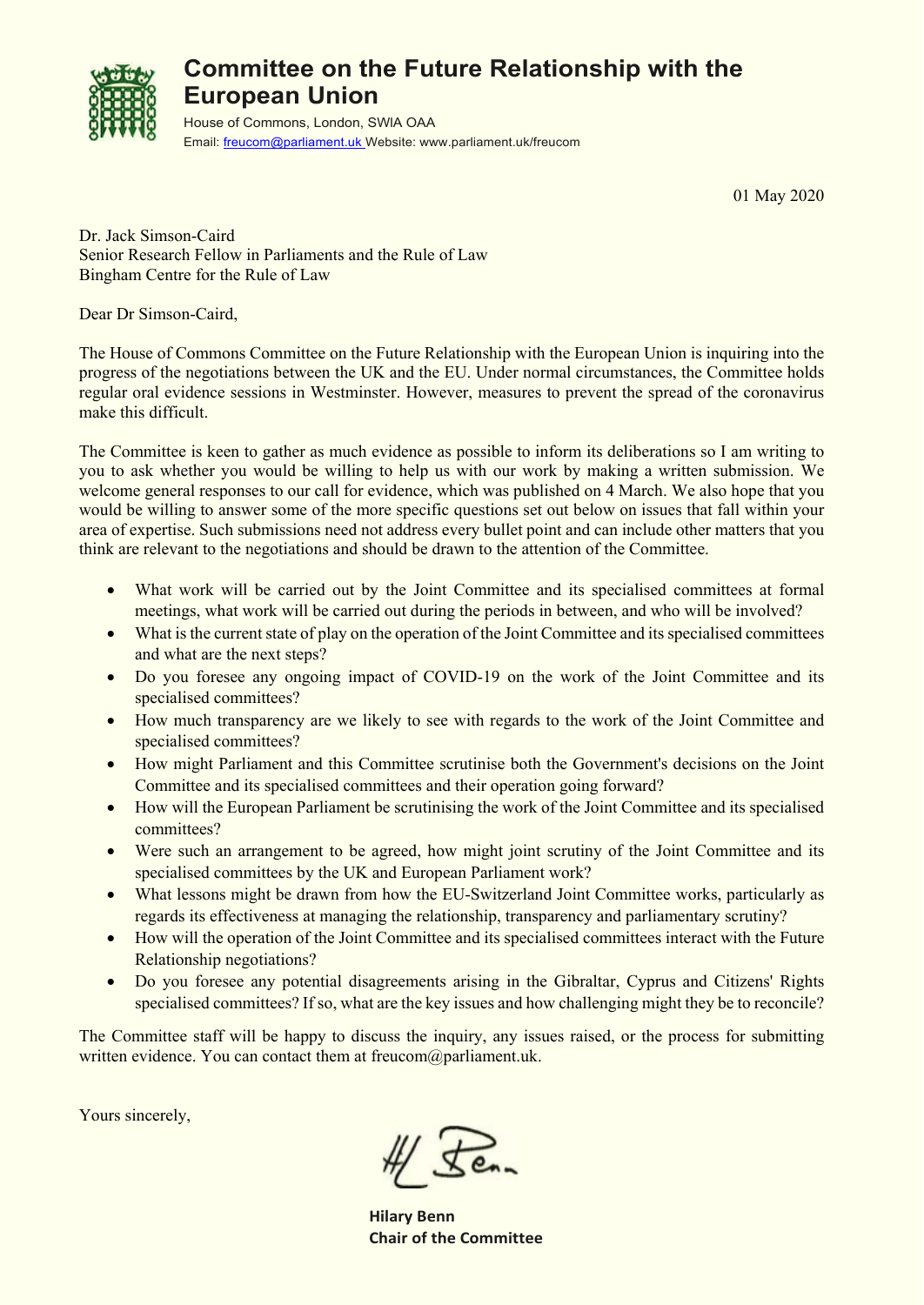# Committee on the Future Relationship with the European Union

House of Commons, London, SWIA OAA
Email: freucom@parliament.uk Website: www.parliament.uk/freucom

01 May 2020

Dr. Jack Simson-Caird
Senior Research Fellow in Parliaments and the Rule of Law
Bingham Centre for the Rule of Law

Dear Dr Simson-Caird,

The House of Commons Committee on the Future Relationship with the European Union is inquiring into the progress of the negotiations between the UK and the EU. Under normal circumstances, the Committee holds regular oral evidence sessions in Westminster. However, measures to prevent the spread of the coronavirus make this difficult.

The Committee is keen to gather as much evidence as possible to inform its deliberations so I am writing to you to ask whether you would be willing to help us with our work by making a written submission. We welcome general responses to our call for evidence, which was published on 4 March. We also hope that you would be willing to answer some of the more specific questions set out below on issues that fall within your area of expertise. Such submissions need not address every bullet point and can include other matters that you think are relevant to the negotiations and should be drawn to the attention of the Committee.

- What work will be carried out by the Joint Committee and its specialised committees at formal meetings, what work will be carried out during the periods in between, and who will be involved?
- What is the current state of play on the operation of the Joint Committee and its specialised committees and what are the next steps?
- Do you foresee any ongoing impact of COVID-19 on the work of the Joint Committee and its specialised committees?
- How much transparency are we likely to see with regards to the work of the Joint Committee and specialised committees?
- How might Parliament and this Committee scrutinise both the Government's decisions on the Joint Committee and its specialised committees and their operation going forward?
- How will the European Parliament be scrutinising the work of the Joint Committee and its specialised committees?
- Were such an arrangement to be agreed, how might joint scrutiny of the Joint Committee and its specialised committees by the UK and European Parliament work?
- What lessons might be drawn from how the EU-Switzerland Joint Committee works, particularly as regards its effectiveness at managing the relationship, transparency and parliamentary scrutiny?
- How will the operation of the Joint Committee and its specialised committees interact with the Future Relationship negotiations?
- Do you foresee any potential disagreements arising in the Gibraltar, Cyprus and Citizens' Rights specialised committees? If so, what are the key issues and how challenging might they be to reconcile?

The Committee staff will be happy to discuss the inquiry, any issues raised, or the process for submitting written evidence. You can contact them at freucom@parliament.uk.

Yours sincerely,

**Hilary Benn**
**Chair of the Committee**